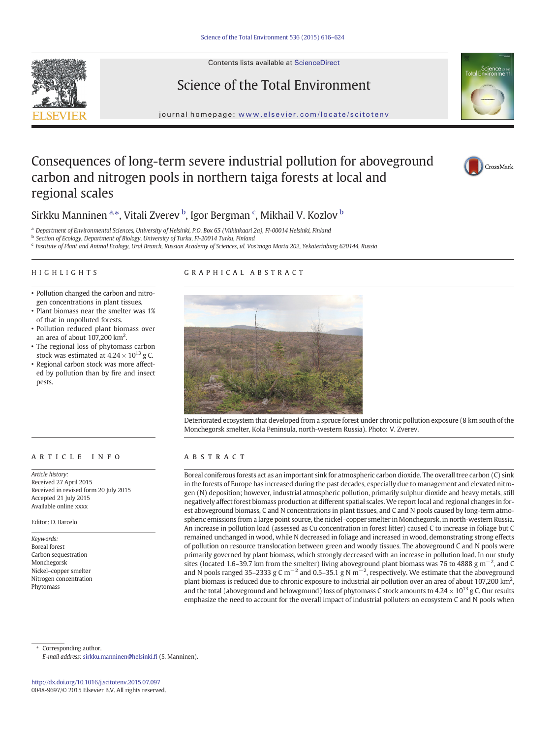# Consequences of long-term severe industrial pollution for aboveground carbon and nitrogen pools in northern taiga forests at local and regional scales

Sirkku Manninen [a,*], Vitali Zverev [b], Igor Bergman [c], Mikhail V. Kozlov [b]

[a] Department of Environmental Sciences, University of Helsinki, P.O. Box 65 (Viikinkaari 2a), FI-00014 Helsinki, Finland
[b] Section of Ecology, Department of Biology, University of Turku, FI-20014 Turku, Finland
[c] Institute of Plant and Animal Ecology, Ural Branch, Russian Academy of Sciences, ul. Vos'mogo Marta 202, Yekaterinburg 620144, Russia

## HIGHLIGHTS

- Pollution changed the carbon and nitrogen concentrations in plant tissues.
- Plant biomass near the smelter was 1% of that in unpolluted forests.
- Pollution reduced plant biomass over an area of about 107,200 km$^2$.
- The regional loss of phytomass carbon stock was estimated at $4.24 \times 10^{13}$ g C.
- Regional carbon stock was more affected by pollution than by fire and insect pests.

## GRAPHICAL ABSTRACT

Deteriorated ecosystem that developed from a spruce forest under chronic pollution exposure (8 km south of the Monchegorsk smelter, Kola Peninsula, north-western Russia). Photo: V. Zverev.

## ARTICLE INFO

*Article history:*
Received 27 April 2015
Received in revised form 20 July 2015
Accepted 21 July 2015
Available online xxxx

Editor: D. Barcelo

*Keywords:*
Boreal forest
Carbon sequestration
Monchegorsk
Nickel–copper smelter
Nitrogen concentration
Phytomass

## ABSTRACT

Boreal coniferous forests act as an important sink for atmospheric carbon dioxide. The overall tree carbon (C) sink in the forests of Europe has increased during the past decades, especially due to management and elevated nitrogen (N) deposition; however, industrial atmospheric pollution, primarily sulphur dioxide and heavy metals, still negatively affect forest biomass production at different spatial scales. We report local and regional changes in forest aboveground biomass, C and N concentrations in plant tissues, and C and N pools caused by long-term atmospheric emissions from a large point source, the nickel–copper smelter in Monchegorsk, in north-western Russia. An increase in pollution load (assessed as Cu concentration in forest litter) caused C to increase in foliage but C remained unchanged in wood, while N decreased in foliage and increased in wood, demonstrating strong effects of pollution on resource translocation between green and woody tissues. The aboveground C and N pools were primarily governed by plant biomass, which strongly decreased with an increase in pollution load. In our study sites (located 1.6–39.7 km from the smelter) living aboveground plant biomass was 76 to 4888 g m$^{-2}$, and C and N pools ranged 35–2333 g C m$^{-2}$ and 0.5–35.1 g N m$^{-2}$, respectively. We estimate that the aboveground plant biomass is reduced due to chronic exposure to industrial air pollution over an area of about 107,200 km$^2$, and the total (aboveground and belowground) loss of phytomass C stock amounts to $4.24 \times 10^{13}$ g C. Our results emphasize the need to account for the overall impact of industrial polluters on ecosystem C and N pools when

---

* Corresponding author.
*E-mail address:* sirkku.manninen@helsinki.fi (S. Manninen).

http://dx.doi.org/10.1016/j.scitotenv.2015.07.097
0048-9697/© 2015 Elsevier B.V. All rights reserved.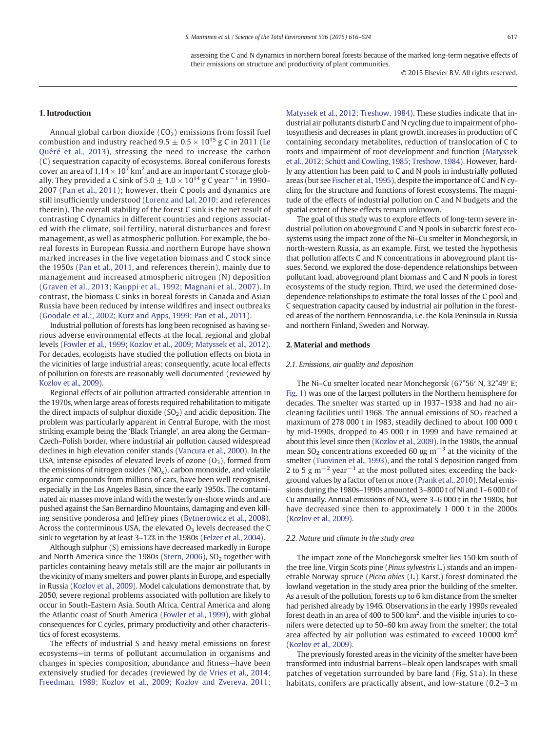assessing the C and N dynamics in northern boreal forests because of the marked long-term negative effects of their emissions on structure and productivity of plant communities.

© 2015 Elsevier B.V. All rights reserved.

## 1. Introduction

Annual global carbon dioxide ($CO_2$) emissions from fossil fuel combustion and industry reached $9.5 \pm 0.5 \times 10^{15}$ g C in 2011 (Le Quéré et al., 2013), stressing the need to increase the carbon (C) sequestration capacity of ecosystems. Boreal coniferous forests cover an area of $1.14 \times 10^7$ km$^2$ and are an important C storage globally. They provided a C sink of $5.0 \pm 1.0 \times 10^{14}$ g C year$^{-1}$ in 1990–2007 (Pan et al., 2011); however, their C pools and dynamics are still insufficiently understood (Lorenz and Lal, 2010; and references therein). The overall stability of the forest C sink is the net result of contrasting C dynamics in different countries and regions associated with the climate, soil fertility, natural disturbances and forest management, as well as atmospheric pollution. For example, the boreal forests in European Russia and northern Europe have shown marked increases in the live vegetation biomass and C stock since the 1950s (Pan et al., 2011, and references therein), mainly due to management and increased atmospheric nitrogen (N) deposition (Graven et al., 2013; Kauppi et al., 1992; Magnani et al., 2007). In contrast, the biomass C sinks in boreal forests in Canada and Asian Russia have been reduced by intense wildfires and insect outbreaks (Goodale et al.;, 2002; Kurz and Apps, 1999; Pan et al., 2011).

Industrial pollution of forests has long been recognised as having serious adverse environmental effects at the local, regional and global levels (Fowler et al., 1999; Kozlov et al., 2009; Matyssek et al., 2012). For decades, ecologists have studied the pollution effects on biota in the vicinities of large industrial areas; consequently, acute local effects of pollution on forests are reasonably well documented (reviewed by Kozlov et al., 2009).

Regional effects of air pollution attracted considerable attention in the 1970s, when large areas of forests required rehabilitation to mitigate the direct impacts of sulphur dioxide ($SO_2$) and acidic deposition. The problem was particularly apparent in Central Europe, with the most striking example being the 'Black Triangle', an area along the German–Czech–Polish border, where industrial air pollution caused widespread declines in high elevation conifer stands (Vancura et al., 2000). In the USA, intense episodes of elevated levels of ozone ($O_3$), formed from the emissions of nitrogen oxides ($NO_x$), carbon monoxide, and volatile organic compounds from millions of cars, have been well recognised, especially in the Los Angeles Basin, since the early 1950s. The contaminated air masses move inland with the westerly on-shore winds and are pushed against the San Bernardino Mountains, damaging and even killing sensitive ponderosa and Jeffrey pines (Bytnerowicz et al., 2008). Across the conterminous USA, the elevated $O_3$ levels decreased the C sink to vegetation by at least 3–12% in the 1980s (Felzer et al., 2004).

Although sulphur (S) emissions have decreased markedly in Europe and North America since the 1980s (Stern, 2006), $SO_2$ together with particles containing heavy metals still are the major air pollutants in the vicinity of many smelters and power plants in Europe, and especially in Russia (Kozlov et al., 2009). Model calculations demonstrate that, by 2050, severe regional problems associated with pollution are likely to occur in South-Eastern Asia, South Africa, Central America and along the Atlantic coast of South America (Fowler et al., 1999), with global consequences for C cycles, primary productivity and other characteristics of forest ecosystems.

The effects of industrial S and heavy metal emissions on forest ecosystems—in terms of pollutant accumulation in organisms and changes in species composition, abundance and fitness—have been extensively studied for decades (reviewed by de Vries et al., 2014; Freedman, 1989; Kozlov et al., 2009; Kozlov and Zvereva, 2011; Matyssek et al., 2012; Treshow, 1984). These studies indicate that industrial air pollutants disturb C and N cycling due to impairment of photosynthesis and decreases in plant growth, increases in production of C containing secondary metabolites, reduction of translocation of C to roots and impairment of root development and function (Matyssek et al., 2012; Schütt and Cowling, 1985; Treshow, 1984). However, hardly any attention has been paid to C and N pools in industrially polluted areas (but see Fischer et al., 1995), despite the importance of C and N cycling for the structure and functions of forest ecosystems. The magnitude of the effects of industrial pollution on C and N budgets and the spatial extent of these effects remain unknown.

The goal of this study was to explore effects of long-term severe industrial pollution on aboveground C and N pools in subarctic forest ecosystems using the impact zone of the Ni–Cu smelter in Monchegorsk, in north-western Russia, as an example. First, we tested the hypothesis that pollution affects C and N concentrations in aboveground plant tissues. Second, we explored the dose-dependence relationships between pollutant load, aboveground plant biomass and C and N pools in forest ecosystems of the study region. Third, we used the determined dose-dependence relationships to estimate the total losses of the C pool and C sequestration capacity caused by industrial air pollution in the forested areas of the northern Fennoscandia, i.e. the Kola Peninsula in Russia and northern Finland, Sweden and Norway.

## 2. Material and methods

### 2.1. Emissions, air quality and deposition

The Ni–Cu smelter located near Monchegorsk (67°56′ N, 32°49′ E; Fig. 1) was one of the largest polluters in the Northern hemisphere for decades. The smelter was started up in 1937–1938 and had no air-cleaning facilities until 1968. The annual emissions of $SO_2$ reached a maximum of 278 000 t in 1983, steadily declined to about 100 000 t by mid-1990s, dropped to 45 000 t in 1999 and have remained at about this level since then (Kozlov et al., 2009). In the 1980s, the annual mean $SO_2$ concentrations exceeded 60 μg m$^{-3}$ at the vicinity of the smelter (Tuovinen et al., 1993), and the total S deposition ranged from 2 to 5 g m$^{-2}$ year$^{-1}$ at the most polluted sites, exceeding the background values by a factor of ten or more (Prank et al., 2010). Metal emissions during the 1980s–1990s amounted 3–8000 t of Ni and 1–6 000 t of Cu annually. Annual emissions of $NO_x$ were 3–6 000 t in the 1980s, but have decreased since then to approximately 1 000 t in the 2000s (Kozlov et al., 2009).

### 2.2. Nature and climate in the study area

The impact zone of the Monchegorsk smelter lies 150 km south of the tree line. Virgin Scots pine (*Pinus sylvestris* L.) stands and an impenetrable Norway spruce (*Picea abies* (L.) Karst.) forest dominated the lowland vegetation in the study area prior the building of the smelter. As a result of the pollution, forests up to 6 km distance from the smelter had perished already by 1946. Observations in the early 1990s revealed forest death in an area of 400 to 500 km$^2$, and the visible injuries to conifers were detected up to 50–60 km away from the smelter; the total area affected by air pollution was estimated to exceed 10 000 km$^2$ (Kozlov et al., 2009).

The previously forested areas in the vicinity of the smelter have been transformed into industrial barrens—bleak open landscapes with small patches of vegetation surrounded by bare land (Fig. S1a). In these habitats, conifers are practically absent, and low-stature (0.2–3 m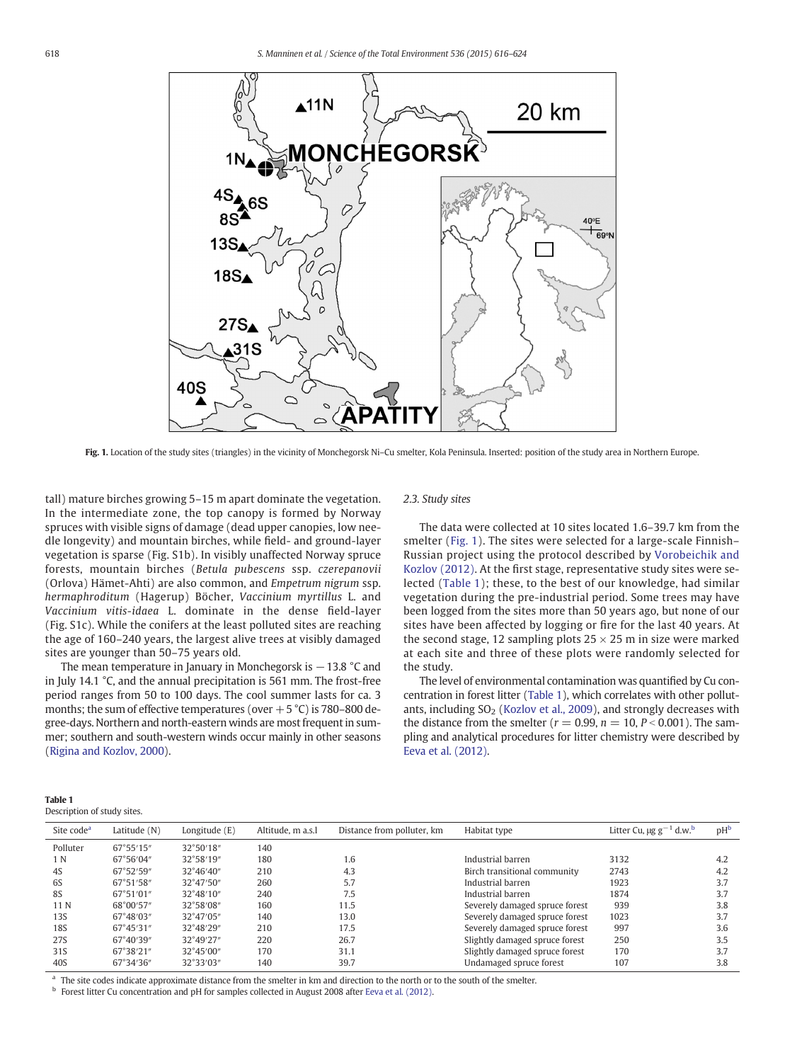Fig. 1. Location of the study sites (triangles) in the vicinity of Monchegorsk Ni–Cu smelter, Kola Peninsula. Inserted: position of the study area in Northern Europe.

tall) mature birches growing 5–15 m apart dominate the vegetation. In the intermediate zone, the top canopy is formed by Norway spruces with visible signs of damage (dead upper canopies, low needle longevity) and mountain birches, while field- and ground-layer vegetation is sparse (Fig. S1b). In visibly unaffected Norway spruce forests, mountain birches (*Betula pubescens* ssp. *czerepanovii* (Orlova) Hämet-Ahti) are also common, and *Empetrum nigrum* ssp. *hermaphroditum* (Hagerup) Böcher, *Vaccinium myrtillus* L. and *Vaccinium vitis-idaea* L. dominate in the dense field-layer (Fig. S1c). While the conifers at the least polluted sites are reaching the age of 160–240 years, the largest alive trees at visibly damaged sites are younger than 50–75 years old.

The mean temperature in January in Monchegorsk is −13.8 °C and in July 14.1 °C, and the annual precipitation is 561 mm. The frost-free period ranges from 50 to 100 days. The cool summer lasts for ca. 3 months; the sum of effective temperatures (over +5 °C) is 780–800 degree-days. Northern and north-eastern winds are most frequent in summer; southern and south-western winds occur mainly in other seasons (Rigina and Kozlov, 2000).

### 2.3. Study sites

The data were collected at 10 sites located 1.6–39.7 km from the smelter (Fig. 1). The sites were selected for a large-scale Finnish–Russian project using the protocol described by Vorobeichik and Kozlov (2012). At the first stage, representative study sites were selected (Table 1); these, to the best of our knowledge, had similar vegetation during the pre-industrial period. Some trees may have been logged from the sites more than 50 years ago, but none of our sites have been affected by logging or fire for the last 40 years. At the second stage, 12 sampling plots 25 × 25 m in size were marked at each site and three of these plots were randomly selected for the study.

The level of environmental contamination was quantified by Cu concentration in forest litter (Table 1), which correlates with other pollutants, including $SO_2$ (Kozlov et al., 2009), and strongly decreases with the distance from the smelter ($r = 0.99$, $n = 10$, $P < 0.001$). The sampling and analytical procedures for litter chemistry were described by Eeva et al. (2012).

**Table 1**
Description of study sites.

| Site code[a] | Latitude (N) | Longitude (E) | Altitude, m a.s.l | Distance from polluter, km | Habitat type | Litter Cu, μg g$^{-1}$ d.w.[b] | pH[b] |
|---|---|---|---|---|---|---|---|
| Polluter | 67°55′15″ | 32°50′18″ | 140 | | | | |
| 1 N | 67°56′04″ | 32°58′19″ | 180 | 1.6 | Industrial barren | 3132 | 4.2 |
| 4S | 67°52′59″ | 32°46′40″ | 210 | 4.3 | Birch transitional community | 2743 | 4.2 |
| 6S | 67°51′58″ | 32°47′50″ | 260 | 5.7 | Industrial barren | 1923 | 3.7 |
| 8S | 67°51′01″ | 32°48′10″ | 240 | 7.5 | Industrial barren | 1874 | 3.7 |
| 11 N | 68°00′57″ | 32°58′08″ | 160 | 11.5 | Severely damaged spruce forest | 939 | 3.8 |
| 13S | 67°48′03″ | 32°47′05″ | 140 | 13.0 | Severely damaged spruce forest | 1023 | 3.7 |
| 18S | 67°45′31″ | 32°48′29″ | 210 | 17.5 | Severely damaged spruce forest | 997 | 3.6 |
| 27S | 67°40′39″ | 32°49′27″ | 220 | 26.7 | Slightly damaged spruce forest | 250 | 3.5 |
| 31S | 67°38′21″ | 32°45′00″ | 170 | 31.1 | Slightly damaged spruce forest | 170 | 3.7 |
| 40S | 67°34′36″ | 32°33′03″ | 140 | 39.7 | Undamaged spruce forest | 107 | 3.8 |

[a] The site codes indicate approximate distance from the smelter in km and direction to the north or to the south of the smelter.
[b] Forest litter Cu concentration and pH for samples collected in August 2008 after Eeva et al. (2012).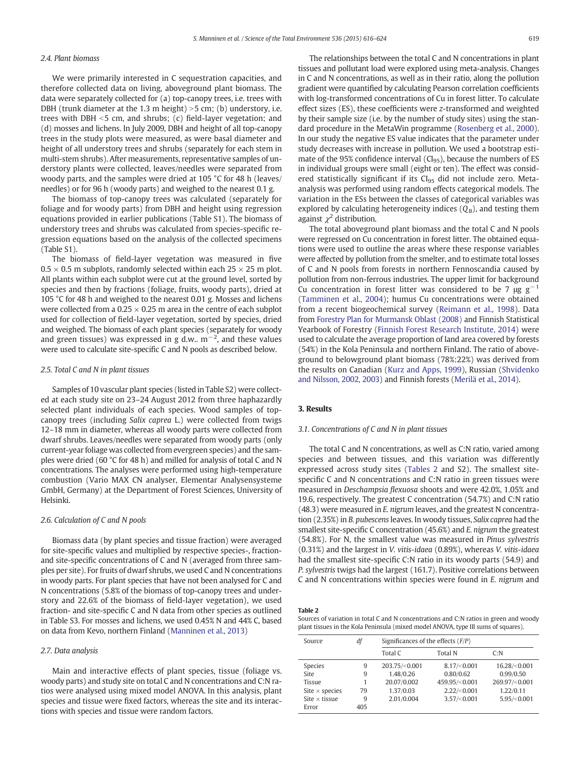### 2.4. Plant biomass

We were primarily interested in C sequestration capacities, and therefore collected data on living, aboveground plant biomass. The data were separately collected for (a) top-canopy trees, i.e. trees with DBH (trunk diameter at the 1.3 m height) >5 cm; (b) understory, i.e. trees with DBH <5 cm, and shrubs; (c) field-layer vegetation; and (d) mosses and lichens. In July 2009, DBH and height of all top-canopy trees in the study plots were measured, as were basal diameter and height of all understory trees and shrubs (separately for each stem in multi-stem shrubs). After measurements, representative samples of understory plants were collected, leaves/needles were separated from woody parts, and the samples were dried at 105 °C for 48 h (leaves/needles) or for 96 h (woody parts) and weighed to the nearest 0.1 g.

The biomass of top-canopy trees was calculated (separately for foliage and for woody parts) from DBH and height using regression equations provided in earlier publications (Table S1). The biomass of understory trees and shrubs was calculated from species-specific regression equations based on the analysis of the collected specimens (Table S1).

The biomass of field-layer vegetation was measured in five 0.5 × 0.5 m subplots, randomly selected within each 25 × 25 m plot. All plants within each subplot were cut at the ground level, sorted by species and then by fractions (foliage, fruits, woody parts), dried at 105 °C for 48 h and weighed to the nearest 0.01 g. Mosses and lichens were collected from a 0.25 × 0.25 m area in the centre of each subplot used for collection of field-layer vegetation, sorted by species, dried and weighed. The biomass of each plant species (separately for woody and green tissues) was expressed in g d.w.. $m^{-2}$, and these values were used to calculate site-specific C and N pools as described below.

### 2.5. Total C and N in plant tissues

Samples of 10 vascular plant species (listed in Table S2) were collected at each study site on 23–24 August 2012 from three haphazardly selected plant individuals of each species. Wood samples of top-canopy trees (including *Salix caprea* L.) were collected from twigs 12–18 mm in diameter, whereas all woody parts were collected from dwarf shrubs. Leaves/needles were separated from woody parts (only current-year foliage was collected from evergreen species) and the samples were dried (60 °C for 48 h) and milled for analysis of total C and N concentrations. The analyses were performed using high-temperature combustion (Vario MAX CN analyser, Elementar Analysensysteme GmbH, Germany) at the Department of Forest Sciences, University of Helsinki.

### 2.6. Calculation of C and N pools

Biomass data (by plant species and tissue fraction) were averaged for site-specific values and multiplied by respective species-, fraction- and site-specific concentrations of C and N (averaged from three samples per site). For fruits of dwarf shrubs, we used C and N concentrations in woody parts. For plant species that have not been analysed for C and N concentrations (5.8% of the biomass of top-canopy trees and understory and 22.6% of the biomass of field-layer vegetation), we used fraction- and site-specific C and N data from other species as outlined in Table S3. For mosses and lichens, we used 0.45% N and 44% C, based on data from Kevo, northern Finland (Manninen et al., 2013)

### 2.7. Data analysis

Main and interactive effects of plant species, tissue (foliage vs. woody parts) and study site on total C and N concentrations and C:N ratios were analysed using mixed model ANOVA. In this analysis, plant species and tissue were fixed factors, whereas the site and its interactions with species and tissue were random factors.

The relationships between the total C and N concentrations in plant tissues and pollutant load were explored using meta-analysis. Changes in C and N concentrations, as well as in their ratio, along the pollution gradient were quantified by calculating Pearson correlation coefficients with log-transformed concentrations of Cu in forest litter. To calculate effect sizes (ES), these coefficients were z-transformed and weighted by their sample size (i.e. by the number of study sites) using the standard procedure in the MetaWin programme (Rosenberg et al., 2000). In our study the negative ES value indicates that the parameter under study decreases with increase in pollution. We used a bootstrap estimate of the 95% confidence interval ($CI_{95}$), because the numbers of ES in individual groups were small (eight or ten). The effect was considered statistically significant if its $CI_{95}$ did not include zero. Meta-analysis was performed using random effects categorical models. The variation in the ESs between the classes of categorical variables was explored by calculating heterogeneity indices ($Q_B$), and testing them against $\chi^2$ distribution.

The total aboveground plant biomass and the total C and N pools were regressed on Cu concentration in forest litter. The obtained equations were used to outline the areas where these response variables were affected by pollution from the smelter, and to estimate total losses of C and N pools from forests in northern Fennoscandia caused by pollution from non-ferrous industries. The upper limit for background Cu concentration in forest litter was considered to be 7 μg $g^{-1}$ (Tamminen et al., 2004); humus Cu concentrations were obtained from a recent biogeochemical survey (Reimann et al., 1998). Data from Forestry Plan for Murmansk Oblast (2008) and Finnish Statistical Yearbook of Forestry (Finnish Forest Research Institute, 2014) were used to calculate the average proportion of land area covered by forests (54%) in the Kola Peninsula and northern Finland. The ratio of aboveground to belowground plant biomass (78%:22%) was derived from the results on Canadian (Kurz and Apps, 1999), Russian (Shvidenko and Nilsson, 2002, 2003) and Finnish forests (Merilä et al., 2014).

## 3. Results

### 3.1. Concentrations of C and N in plant tissues

The total C and N concentrations, as well as C:N ratio, varied among species and between tissues, and this variation was differently expressed across study sites (Tables 2 and S2). The smallest site-specific C and N concentrations and C:N ratio in green tissues were measured in *Deschampsia flexuosa* shoots and were 42.0%, 1.05% and 19.6, respectively. The greatest C concentration (54.7%) and C:N ratio (48.3) were measured in *E. nigrum* leaves, and the greatest N concentration (2.35%) in *B. pubescens* leaves. In woody tissues, *Salix caprea* had the smallest site-specific C concentration (45.6%) and *E. nigrum* the greatest (54.8%). For N, the smallest value was measured in *Pinus sylvestris* (0.31%) and the largest in *V. vitis-idaea* (0.89%), whereas *V. vitis-idaea* had the smallest site-specific C:N ratio in its woody parts (54.9) and *P. sylvestris* twigs had the largest (161.7). Positive correlations between C and N concentrations within species were found in *E. nigrum* and

**Table 2**
Sources of variation in total C and N concentrations and C:N ratios in green and woody plant tissues in the Kola Peninsula (mixed model ANOVA, type III sums of squares).

| Source | *df* | Significances of the effects (*F*/*P*) | | |
|---|---|---|---|---|
| | | Total C | Total N | C:N |
| Species | 9 | 203.75/<0.001 | 8.17/<0.001 | 16.28/<0.001 |
| Site | 9 | 1.48/0.26 | 0.80/0.62 | 0.99/0.50 |
| Tissue | 1 | 20.07/0.002 | 459.95/<0.001 | 269.97/<0.001 |
| Site × species | 79 | 1.37/0.03 | 2.22/<0.001 | 1.22/0.11 |
| Site × tissue | 9 | 2.01/0.004 | 3.57/<0.001 | 5.95/<0.001 |
| Error | 405 | | | |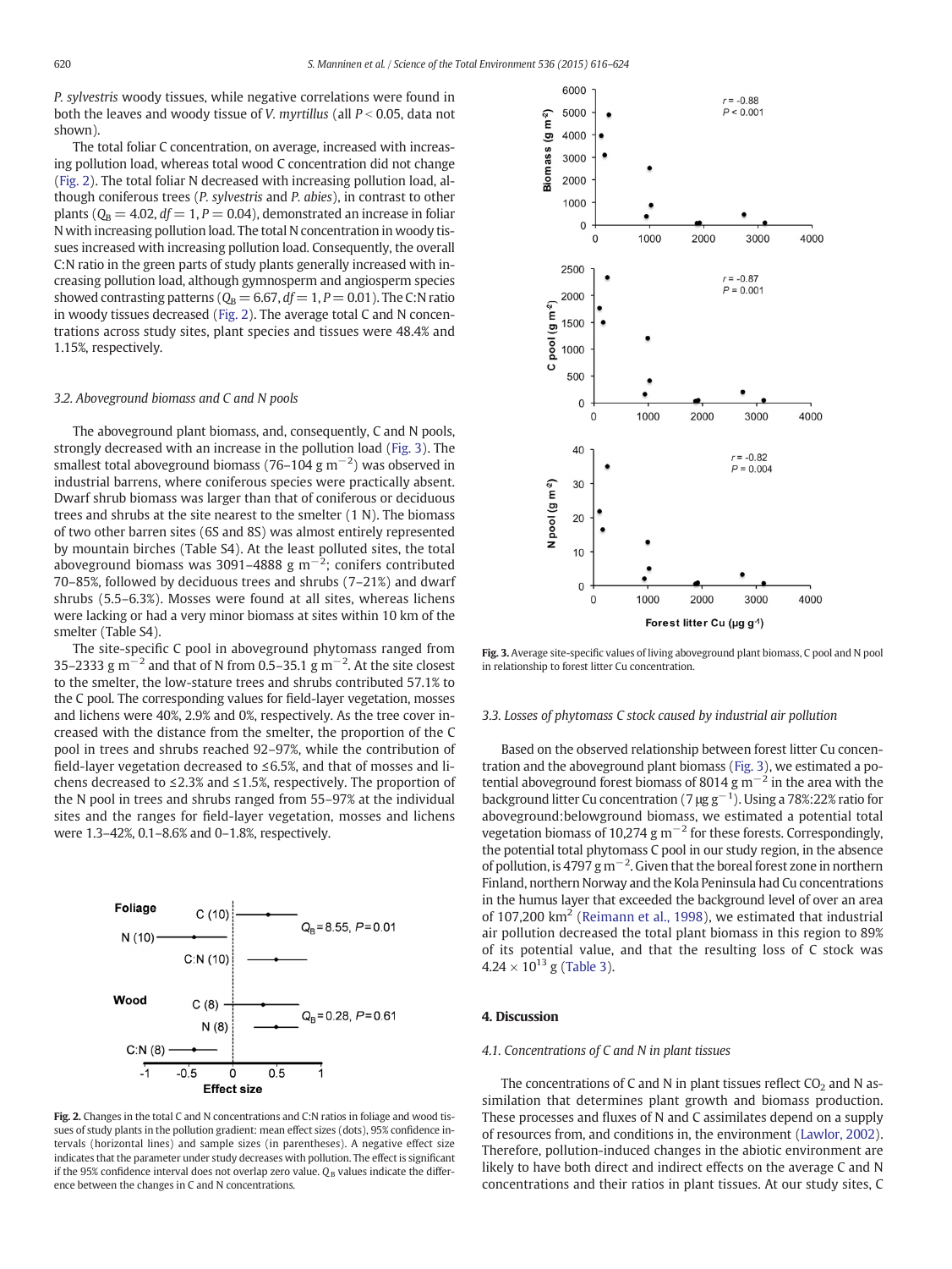*P. sylvestris* woody tissues, while negative correlations were found in both the leaves and woody tissue of *V. myrtillus* (all $P < 0.05$, data not shown).

The total foliar C concentration, on average, increased with increasing pollution load, whereas total wood C concentration did not change (Fig. 2). The total foliar N decreased with increasing pollution load, although coniferous trees (*P. sylvestris* and *P. abies*), in contrast to other plants ($Q_B = 4.02$, $df = 1$, $P = 0.04$), demonstrated an increase in foliar N with increasing pollution load. The total N concentration in woody tissues increased with increasing pollution load. Consequently, the overall C:N ratio in the green parts of study plants generally increased with increasing pollution load, although gymnosperm and angiosperm species showed contrasting patterns ($Q_B = 6.67$, $df = 1$, $P = 0.01$). The C:N ratio in woody tissues decreased (Fig. 2). The average total C and N concentrations across study sites, plant species and tissues were 48.4% and 1.15%, respectively.

### 3.2. Aboveground biomass and C and N pools

The aboveground plant biomass, and, consequently, C and N pools, strongly decreased with an increase in the pollution load (Fig. 3). The smallest total aboveground biomass (76–104 g $m^{-2}$) was observed in industrial barrens, where coniferous species were practically absent. Dwarf shrub biomass was larger than that of coniferous or deciduous trees and shrubs at the site nearest to the smelter (1 N). The biomass of two other barren sites (6S and 8S) was almost entirely represented by mountain birches (Table S4). At the least polluted sites, the total aboveground biomass was 3091–4888 g $m^{-2}$; conifers contributed 70–85%, followed by deciduous trees and shrubs (7–21%) and dwarf shrubs (5.5–6.3%). Mosses were found at all sites, whereas lichens were lacking or had a very minor biomass at sites within 10 km of the smelter (Table S4).

The site-specific C pool in aboveground phytomass ranged from 35–2333 g $m^{-2}$ and that of N from 0.5–35.1 g $m^{-2}$. At the site closest to the smelter, the low-stature trees and shrubs contributed 57.1% to the C pool. The corresponding values for field-layer vegetation, mosses and lichens were 40%, 2.9% and 0%, respectively. As the tree cover increased with the distance from the smelter, the proportion of the C pool in trees and shrubs reached 92–97%, while the contribution of field-layer vegetation decreased to ≤6.5%, and that of mosses and lichens decreased to ≤2.3% and ≤1.5%, respectively. The proportion of the N pool in trees and shrubs ranged from 55–97% at the individual sites and the ranges for field-layer vegetation, mosses and lichens were 1.3–42%, 0.1–8.6% and 0–1.8%, respectively.

**Fig. 2.** Changes in the total C and N concentrations and C:N ratios in foliage and wood tissues of study plants in the pollution gradient: mean effect sizes (dots), 95% confidence intervals (horizontal lines) and sample sizes (in parentheses). A negative effect size indicates that the parameter under study decreases with pollution. The effect is significant if the 95% confidence interval does not overlap zero value. $Q_B$ values indicate the difference between the changes in C and N concentrations.

**Fig. 3.** Average site-specific values of living aboveground plant biomass, C pool and N pool in relationship to forest litter Cu concentration.

### 3.3. Losses of phytomass C stock caused by industrial air pollution

Based on the observed relationship between forest litter Cu concentration and the aboveground plant biomass (Fig. 3), we estimated a potential aboveground forest biomass of 8014 g $m^{-2}$ in the area with the background litter Cu concentration (7 μg $g^{-1}$). Using a 78%:22% ratio for aboveground:belowground biomass, we estimated a potential total vegetation biomass of 10,274 g $m^{-2}$ for these forests. Correspondingly, the potential total phytomass C pool in our study region, in the absence of pollution, is 4797 g $m^{-2}$. Given that the boreal forest zone in northern Finland, northern Norway and the Kola Peninsula had Cu concentrations in the humus layer that exceeded the background level of over an area of 107,200 $km^2$ (Reimann et al., 1998), we estimated that industrial air pollution decreased the total plant biomass in this region to 89% of its potential value, and that the resulting loss of C stock was $4.24 \times 10^{13}$ g (Table 3).

## 4. Discussion

### 4.1. Concentrations of C and N in plant tissues

The concentrations of C and N in plant tissues reflect $CO_2$ and N assimilation that determines plant growth and biomass production. These processes and fluxes of N and C assimilates depend on a supply of resources from, and conditions in, the environment (Lawlor, 2002). Therefore, pollution-induced changes in the abiotic environment are likely to have both direct and indirect effects on the average C and N concentrations and their ratios in plant tissues. At our study sites, C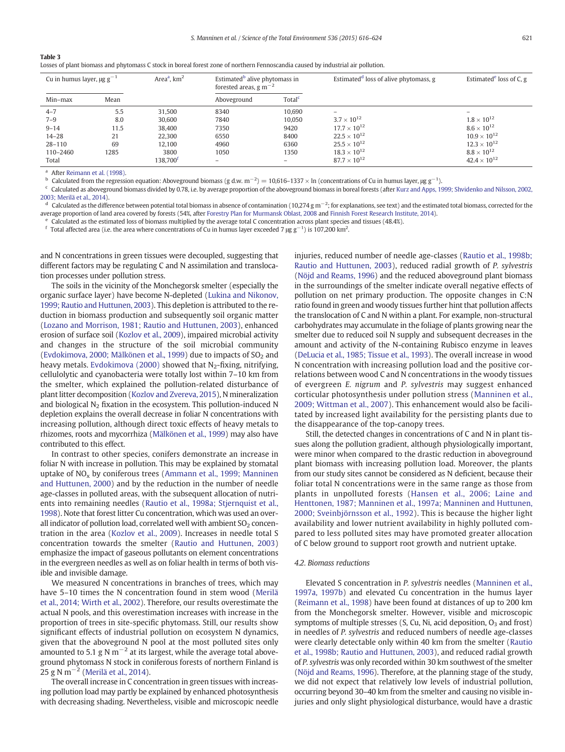**Table 3**
Losses of plant biomass and phytomass C stock in boreal forest zone of northern Fennoscandia caused by industrial air pollution.

| Cu in humus layer, μg g$^{-1}$ | | Area[a], km$^2$ | Estimated[b] alive phytomass in forested areas, g m$^{-2}$ | | Estimated[d] loss of alive phytomass, g | Estimated[e] loss of C, g |
|---|---|---|---|---|---|---|
| Min–max | Mean | | Aboveground | Total[c] | | |
| 4–7 | 5.5 | 31,500 | 8340 | 10,690 | – | – |
| 7–9 | 8.0 | 30,600 | 7840 | 10,050 | $3.7 \times 10^{12}$ | $1.8 \times 10^{12}$ |
| 9–14 | 11.5 | 38,400 | 7350 | 9420 | $17.7 \times 10^{12}$ | $8.6 \times 10^{12}$ |
| 14–28 | 21 | 22,300 | 6550 | 8400 | $22.5 \times 10^{12}$ | $10.9 \times 10^{12}$ |
| 28–110 | 69 | 12,100 | 4960 | 6360 | $25.5 \times 10^{12}$ | $12.3 \times 10^{12}$ |
| 110–2460 | 1285 | 3800 | 1050 | 1350 | $18.3 \times 10^{12}$ | $8.8 \times 10^{12}$ |
| Total | | 138,700[f] | – | – | $87.7 \times 10^{12}$ | $42.4 \times 10^{12}$ |

[a] After Reimann et al. (1998).
[b] Calculated from the regression equation: Aboveground biomass (g d.w. m$^{-2}$) = 10,616–1337 × ln (concentrations of Cu in humus layer, μg g$^{-1}$).
[c] Calculated as aboveground biomass divided by 0.78, i.e. by average proportion of the aboveground biomass in boreal forests (after Kurz and Apps, 1999; Shvidenko and Nilsson, 2002, 2003; Merilä et al., 2014).
[d] Calculated as the difference between potential total biomass in absence of contamination (10,274 g m$^{-2}$; for explanations, see text) and the estimated total biomass, corrected for the average proportion of land area covered by forests (54%, after Forestry Plan for Murmansk Oblast, 2008 and Finnish Forest Research Institute, 2014).
[e] Calculated as the estimated loss of biomass multiplied by the average total C concentration across plant species and tissues (48.4%).
[f] Total affected area (i.e. the area where concentrations of Cu in humus layer exceeded 7 μg g$^{-1}$) is 107,200 km$^2$.

and N concentrations in green tissues were decoupled, suggesting that different factors may be regulating C and N assimilation and translocation processes under pollution stress.

The soils in the vicinity of the Monchegorsk smelter (especially the organic surface layer) have become N-depleted (Lukina and Nikonov, 1999; Rautio and Huttunen, 2003). This depletion is attributed to the reduction in biomass production and subsequently soil organic matter (Lozano and Morrison, 1981; Rautio and Huttunen, 2003), enhanced erosion of surface soil (Kozlov et al., 2009), impaired microbial activity and changes in the structure of the soil microbial community (Evdokimova, 2000; Mälkönen et al., 1999) due to impacts of $SO_2$ and heavy metals. Evdokimova (2000) showed that $N_2$-fixing, nitrifying, cellulolytic and cyanobacteria were totally lost within 7–10 km from the smelter, which explained the pollution-related disturbance of plant litter decomposition (Kozlov and Zvereva, 2015), N mineralization and biological $N_2$ fixation in the ecosystem. This pollution-induced N depletion explains the overall decrease in foliar N concentrations with increasing pollution, although direct toxic effects of heavy metals to rhizomes, roots and mycorrhiza (Mälkönen et al., 1999) may also have contributed to this effect.

In contrast to other species, conifers demonstrate an increase in foliar N with increase in pollution. This may be explained by stomatal uptake of $NO_x$ by coniferous trees (Ammann et al., 1999; Manninen and Huttunen, 2000) and by the reduction in the number of needle age-classes in polluted areas, with the subsequent allocation of nutrients into remaining needles (Rautio et al., 1998a; Stjernquist et al., 1998). Note that forest litter Cu concentration, which was used an overall indicator of pollution load, correlated well with ambient $SO_2$ concentration in the area (Kozlov et al., 2009). Increases in needle total S concentration towards the smelter (Rautio and Huttunen, 2003) emphasize the impact of gaseous pollutants on element concentrations in the evergreen needles as well as on foliar health in terms of both visible and invisible damage.

We measured N concentrations in branches of trees, which may have 5–10 times the N concentration found in stem wood (Merilä et al., 2014; Wirth et al., 2002). Therefore, our results overestimate the actual N pools, and this overestimation increases with increase in the proportion of trees in site-specific phytomass. Still, our results show significant effects of industrial pollution on ecosystem N dynamics, given that the aboveground N pool at the most polluted sites only amounted to 5.1 g N m$^{-2}$ at its largest, while the average total aboveground phytomass N stock in coniferous forests of northern Finland is 25 g N m$^{-2}$ (Merilä et al., 2014).

The overall increase in C concentration in green tissues with increasing pollution load may partly be explained by enhanced photosynthesis with decreasing shading. Nevertheless, visible and microscopic needle injuries, reduced number of needle age-classes (Rautio et al., 1998b; Rautio and Huttunen, 2003), reduced radial growth of *P. sylvestris* (Nöjd and Reams, 1996) and the reduced aboveground plant biomass in the surroundings of the smelter indicate overall negative effects of pollution on net primary production. The opposite changes in C:N ratio found in green and woody tissues further hint that pollution affects the translocation of C and N within a plant. For example, non-structural carbohydrates may accumulate in the foliage of plants growing near the smelter due to reduced soil N supply and subsequent decreases in the amount and activity of the N-containing Rubisco enzyme in leaves (DeLucia et al., 1985; Tissue et al., 1993). The overall increase in wood N concentration with increasing pollution load and the positive correlations between wood C and N concentrations in the woody tissues of evergreen *E. nigrum* and *P. sylvestris* may suggest enhanced corticular photosynthesis under pollution stress (Manninen et al., 2009; Wittman et al., 2007). This enhancement would also be facilitated by increased light availability for the persisting plants due to the disappearance of the top-canopy trees.

Still, the detected changes in concentrations of C and N in plant tissues along the pollution gradient, although physiologically important, were minor when compared to the drastic reduction in aboveground plant biomass with increasing pollution load. Moreover, the plants from our study sites cannot be considered as N deficient, because their foliar total N concentrations were in the same range as those from plants in unpolluted forests (Hansen et al., 2006; Laine and Henttonen, 1987; Manninen et al., 1997a; Manninen and Huttunen, 2000; Sveinbjörnsson et al., 1992). This is because the higher light availability and lower nutrient availability in highly polluted compared to less polluted sites may have promoted greater allocation of C below ground to support root growth and nutrient uptake.

### 4.2. Biomass reductions

Elevated S concentration in *P. sylvestris* needles (Manninen et al., 1997a, 1997b) and elevated Cu concentration in the humus layer (Reimann et al., 1998) have been found at distances of up to 200 km from the Monchegorsk smelter. However, visible and microscopic symptoms of multiple stresses (S, Cu, Ni, acid deposition, $O_3$ and frost) in needles of *P. sylvestris* and reduced numbers of needle age-classes were clearly detectable only within 40 km from the smelter (Rautio et al., 1998b; Rautio and Huttunen, 2003), and reduced radial growth of *P. sylvestris* was only recorded within 30 km southwest of the smelter (Nöjd and Reams, 1996). Therefore, at the planning stage of the study, we did not expect that relatively low levels of industrial pollution, occurring beyond 30–40 km from the smelter and causing no visible injuries and only slight physiological disturbance, would have a drastic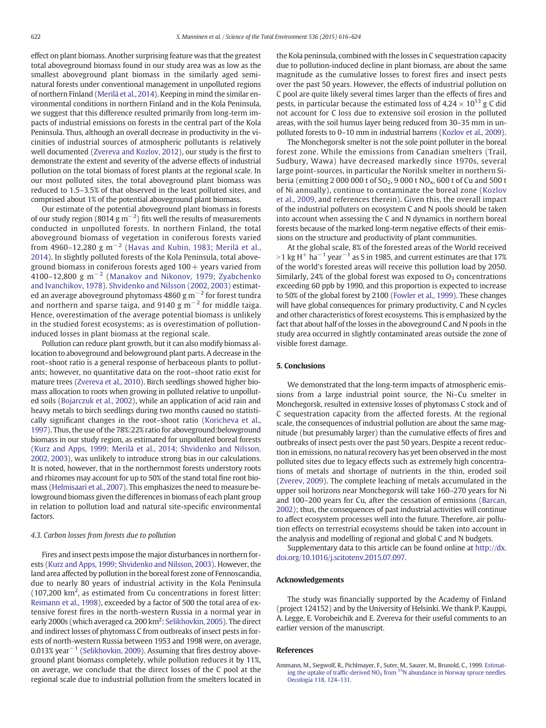effect on plant biomass. Another surprising feature was that the greatest total aboveground biomass found in our study area was as low as the smallest aboveground plant biomass in the similarly aged semi-natural forests under conventional management in unpolluted regions of northern Finland (Merilä et al., 2014). Keeping in mind the similar environmental conditions in northern Finland and in the Kola Peninsula, we suggest that this difference resulted primarily from long-term impacts of industrial emissions on forests in the central part of the Kola Peninsula. Thus, although an overall decrease in productivity in the vicinities of industrial sources of atmospheric pollutants is relatively well documented (Zvereva and Kozlov, 2012), our study is the first to demonstrate the extent and severity of the adverse effects of industrial pollution on the total biomass of forest plants at the regional scale. In our most polluted sites, the total aboveground plant biomass was reduced to 1.5–3.5% of that observed in the least polluted sites, and comprised about 1% of the potential aboveground plant biomass.

Our estimate of the potential aboveground plant biomass in forests of our study region (8014 g $m^{-2}$) fits well the results of measurements conducted in unpolluted forests. In northern Finland, the total aboveground biomass of vegetation in coniferous forests varied from 4960–12,280 g $m^{-2}$ (Havas and Kubin, 1983; Merilä et al., 2014). In slightly polluted forests of the Kola Peninsula, total aboveground biomass in coniferous forests aged 100+ years varied from 4100–12,800 g $m^{-2}$ (Manakov and Nikonov, 1979; Zyabchenko and Ivanchikov, 1978). Shvidenko and Nilsson (2002, 2003) estimated an average aboveground phytomass 4860 g $m^{-2}$ for forest tundra and northern and sparse taiga, and 9140 g $m^{-2}$ for middle taiga. Hence, overestimation of the average potential biomass is unlikely in the studied forest ecosystems; as is overestimation of pollution-induced losses in plant biomass at the regional scale.

Pollution can reduce plant growth, but it can also modify biomass allocation to aboveground and belowground plant parts. A decrease in the root–shoot ratio is a general response of herbaceous plants to pollutants; however, no quantitative data on the root–shoot ratio exist for mature trees (Zvereva et al., 2010). Birch seedlings showed higher biomass allocation to roots when growing in polluted relative to unpolluted soils (Bojarczuk et al., 2002), while an application of acid rain and heavy metals to birch seedlings during two months caused no statistically significant changes in the root–shoot ratio (Koricheva et al., 1997). Thus, the use of the 78%:22% ratio for aboveground:belowground biomass in our study region, as estimated for unpolluted boreal forests (Kurz and Apps, 1999; Merilä et al., 2014; Shvidenko and Nilsson, 2002, 2003), was unlikely to introduce strong bias in our calculations. It is noted, however, that in the northernmost forests understory roots and rhizomes may account for up to 50% of the stand total fine root biomass (Helmisaari et al., 2007). This emphasizes the need to measure belowground biomass given the differences in biomass of each plant group in relation to pollution load and natural site-specific environmental factors.

### 4.3. Carbon losses from forests due to pollution

Fires and insect pests impose the major disturbances in northern forests (Kurz and Apps, 1999; Shvidenko and Nilsson, 2003). However, the land area affected by pollution in the boreal forest zone of Fennoscandia, due to nearly 80 years of industrial activity in the Kola Peninsula (107,200 $km^2$, as estimated from Cu concentrations in forest litter: Reimann et al., 1998), exceeded by a factor of 500 the total area of extensive forest fires in the north-western Russia in a normal year in early 2000s (which averaged ca. 200 $km^2$: Selikhovkin, 2005). The direct and indirect losses of phytomass C from outbreaks of insect pests in forests of north-western Russia between 1953 and 1998 were, on average, 0.013% $year^{-1}$ (Selikhovkin, 2009). Assuming that fires destroy aboveground plant biomass completely, while pollution reduces it by 11%, on average, we conclude that the direct losses of the C pool at the regional scale due to industrial pollution from the smelters located in the Kola peninsula, combined with the losses in C sequestration capacity due to pollution-induced decline in plant biomass, are about the same magnitude as the cumulative losses to forest fires and insect pests over the past 50 years. However, the effects of industrial pollution on C pool are quite likely several times larger than the effects of fires and pests, in particular because the estimated loss of $4.24 \times 10^{13}$ g C did not account for C loss due to extensive soil erosion in the polluted areas, with the soil humus layer being reduced from 30–35 mm in unpolluted forests to 0–10 mm in industrial barrens (Kozlov et al., 2009).

The Monchegorsk smelter is not the sole point polluter in the boreal forest zone. While the emissions from Canadian smelters (Trail, Sudbury, Wawa) have decreased markedly since 1970s, several large point-sources, in particular the Norilsk smelter in northern Siberia (emitting 2 000 000 t of $SO_2$, 9 000 t $NO_x$, 600 t of Cu and 500 t of Ni annually), continue to contaminate the boreal zone (Kozlov et al., 2009, and references therein). Given this, the overall impact of the industrial polluters on ecosystem C and N pools should be taken into account when assessing the C and N dynamics in northern boreal forests because of the marked long-term negative effects of their emissions on the structure and productivity of plant communities.

At the global scale, 8% of the forested areas of the World received >1 kg $H^+$ $ha^{-1}$ $year^{-1}$ as S in 1985, and current estimates are that 17% of the world's forested areas will receive this pollution load by 2050. Similarly, 24% of the global forest was exposed to $O_3$ concentrations exceeding 60 ppb by 1990, and this proportion is expected to increase to 50% of the global forest by 2100 (Fowler et al., 1999). These changes will have global consequences for primary productivity, C and N cycles and other characteristics of forest ecosystems. This is emphasized by the fact that about half of the losses in the aboveground C and N pools in the study area occurred in slightly contaminated areas outside the zone of visible forest damage.

## 5. Conclusions

We demonstrated that the long-term impacts of atmospheric emissions from a large industrial point source, the Ni–Cu smelter in Monchegorsk, resulted in extensive losses of phytomass C stock and of C sequestration capacity from the affected forests. At the regional scale, the consequences of industrial pollution are about the same magnitude (but presumably larger) than the cumulative effects of fires and outbreaks of insect pests over the past 50 years. Despite a recent reduction in emissions, no natural recovery has yet been observed in the most polluted sites due to legacy effects such as extremely high concentrations of metals and shortage of nutrients in the thin, eroded soil (Zverev, 2009). The complete leaching of metals accumulated in the upper soil horizons near Monchegorsk will take 160–270 years for Ni and 100–200 years for Cu, after the cessation of emissions (Barcan, 2002); thus, the consequences of past industrial activities will continue to affect ecosystem processes well into the future. Therefore, air pollution effects on terrestrial ecosystems should be taken into account in the analysis and modelling of regional and global C and N budgets.

Supplementary data to this article can be found online at http://dx.doi.org/10.1016/j.scitotenv.2015.07.097.

## Acknowledgements

The study was financially supported by the Academy of Finland (project 124152) and by the University of Helsinki. We thank P. Kauppi, A. Legge, E. Vorobeichik and E. Zvereva for their useful comments to an earlier version of the manuscript.

## References

Ammann, M., Siegwolf, R., Pichlmayer, F., Suter, M., Saurer, M., Brunold, C., 1999. Estimating the uptake of traffic-derived $NO_2$ from $^{15}N$ abundance in Norway spruce needles. Oecologia 118, 124–131.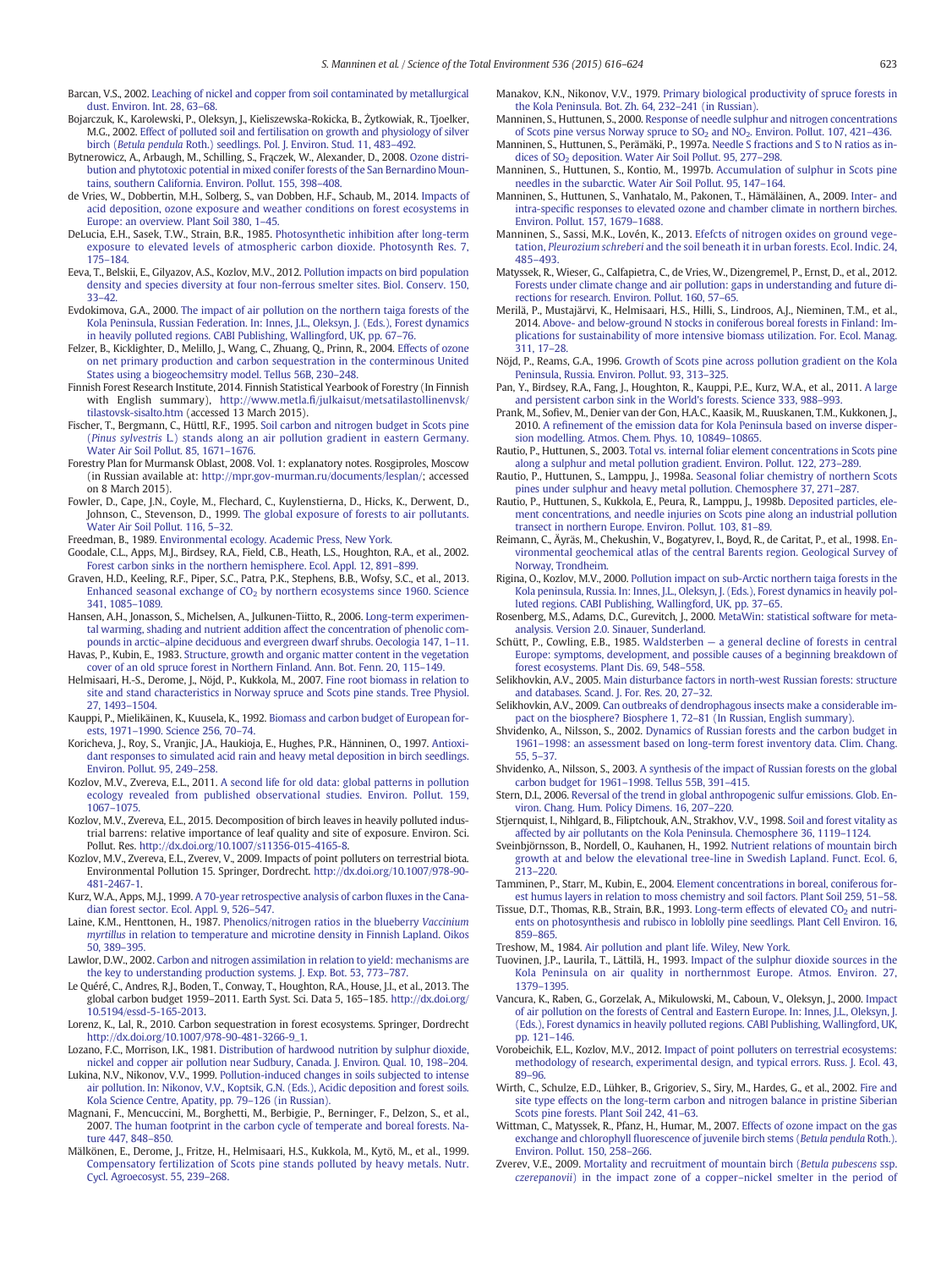Barcan, V.S., 2002. Leaching of nickel and copper from soil contaminated by metallurgical dust. Environ. Int. 28, 63–68.

Bojarczuk, K., Karolewski, P., Oleksyn, J., Kieliszewska-Rokicka, B., Żytkowiak, R., Tjoelker, M.G., 2002. Effect of polluted soil and fertilisation on growth and physiology of silver birch (*Betula pendula* Roth.) seedlings. Pol. J. Environ. Stud. 11, 483–492.

Bytnerowicz, A., Arbaugh, M., Schilling, S., Frączek, W., Alexander, D., 2008. Ozone distribution and phytotoxic potential in mixed conifer forests of the San Bernardino Mountains, southern California. Environ. Pollut. 155, 398–408.

de Vries, W., Dobbertin, M.H., Solberg, S., van Dobben, H.F., Schaub, M., 2014. Impacts of acid deposition, ozone exposure and weather conditions on forest ecosystems in Europe: an overview. Plant Soil 380, 1–45.

DeLucia, E.H., Sasek, T.W., Strain, B.R., 1985. Photosynthetic inhibition after long-term exposure to elevated levels of atmospheric carbon dioxide. Photosynth Res. 7, 175–184.

Eeva, T., Belskii, E., Gilyazov, A.S., Kozlov, M.V., 2012. Pollution impacts on bird population density and species diversity at four non-ferrous smelter sites. Biol. Conserv. 150, 33–42.

Evdokimova, G.A., 2000. The impact of air pollution on the northern taiga forests of the Kola Peninsula, Russian Federation. In: Innes, J.L., Oleksyn, J. (Eds.), Forest dynamics in heavily polluted regions. CABI Publishing, Wallingford, UK, pp. 67–76.

Felzer, B., Kicklighter, D., Melillo, J., Wang, C., Zhuang, Q., Prinn, R., 2004. Effects of ozone on net primary production and carbon sequestration in the conterminous United States using a biogeochemsitry model. Tellus 56B, 230–248.

Finnish Forest Research Institute, 2014. Finnish Statistical Yearbook of Forestry (In Finnish with English summary), http://www.metla.fi/julkaisut/metsatilastollinenvsk/tilastovsk-sisalto.htm (accessed 13 March 2015).

Fischer, T., Bergmann, C., Hüttl, R.F., 1995. Soil carbon and nitrogen budget in Scots pine (*Pinus sylvestris* L.) stands along an air pollution gradient in eastern Germany. Water Air Soil Pollut. 85, 1671–1676.

Forestry Plan for Murmansk Oblast, 2008. Vol. 1: explanatory notes. Rosgiproles, Moscow (in Russian available at: http://mpr.gov-murman.ru/documents/lesplan/; accessed on 8 March 2015).

Fowler, D., Cape, J.N., Coyle, M., Flechard, C., Kuylenstierna, D., Hicks, K., Derwent, D., Johnson, C., Stevenson, D., 1999. The global exposure of forests to air pollutants. Water Air Soil Pollut. 116, 5–32.

Freedman, B., 1989. Environmental ecology. Academic Press, New York.

Goodale, C.L., Apps, M.J., Birdsey, R.A., Field, C.B., Heath, L.S., Houghton, R.A., et al., 2002. Forest carbon sinks in the northern hemisphere. Ecol. Appl. 12, 891–899.

Graven, H.D., Keeling, R.F., Piper, S.C., Patra, P.K., Stephens, B.B., Wofsy, S.C., et al., 2013. Enhanced seasonal exchange of $CO_2$ by northern ecosystems since 1960. Science 341, 1085–1089.

Hansen, A.H., Jonasson, S., Michelsen, A., Julkunen-Tiitto, R., 2006. Long-term experimental warming, shading and nutrient addition affect the concentration of phenolic compounds in arctic–alpine deciduous and evergreen dwarf shrubs. Oecologia 147, 1–11.

Havas, P., Kubin, E., 1983. Structure, growth and organic matter content in the vegetation cover of an old spruce forest in Northern Finland. Ann. Bot. Fenn. 20, 115–149.

Helmisaari, H.-S., Derome, J., Nöjd, P., Kukkola, M., 2007. Fine root biomass in relation to site and stand characteristics in Norway spruce and Scots pine stands. Tree Physiol. 27, 1493–1504.

Kauppi, P., Mielikäinen, K., Kuusela, K., 1992. Biomass and carbon budget of European forests, 1971–1990. Science 256, 70–74.

Koricheva, J., Roy, S., Vranjic, J.A., Haukioja, E., Hughes, P.R., Hänninen, O., 1997. Antioxidant responses to simulated acid rain and heavy metal deposition in birch seedlings. Environ. Pollut. 95, 249–258.

Kozlov, M.V., Zvereva, E.L., 2011. A second life for old data: global patterns in pollution ecology revealed from published observational studies. Environ. Pollut. 159, 1067–1075.

Kozlov, M.V., Zvereva, E.L., 2015. Decomposition of birch leaves in heavily polluted industrial barrens: relative importance of leaf quality and site of exposure. Environ. Sci. Pollut. Res. http://dx.doi.org/10.1007/s11356-015-4165-8.

Kozlov, M.V., Zvereva, E.L., Zverev, V., 2009. Impacts of point polluters on terrestrial biota. Environmental Pollution 15. Springer, Dordrecht. http://dx.doi.org/10.1007/978-90-481-2467-1.

Kurz, W.A., Apps, M.J., 1999. A 70-year retrospective analysis of carbon fluxes in the Canadian forest sector. Ecol. Appl. 9, 526–547.

Laine, K.M., Henttonen, H., 1987. Phenolics/nitrogen ratios in the blueberry *Vaccinium myrtillus* in relation to temperature and microtine density in Finnish Lapland. Oikos 50, 389–395.

Lawlor, D.W., 2002. Carbon and nitrogen assimilation in relation to yield: mechanisms are the key to understanding production systems. J. Exp. Bot. 53, 773–787.

Le Quéré, C., Andres, R.J., Boden, T., Conway, T., Houghton, R.A., House, J.I., et al., 2013. The global carbon budget 1959–2011. Earth Syst. Sci. Data 5, 165–185. http://dx.doi.org/10.5194/essd-5-165-2013.

Lorenz, K., Lal, R., 2010. Carbon sequestration in forest ecosystems. Springer, Dordrecht http://dx.doi.org/10.1007/978-90-481-3266-9_1.

Lozano, F.C., Morrison, I.K., 1981. Distribution of hardwood nutrition by sulphur dioxide, nickel and copper air pollution near Sudbury, Canada. J. Environ. Qual. 10, 198–204.

Lukina, N.V., Nikonov, V.V., 1999. Pollution-induced changes in soils subjected to intense air pollution. In: Nikonov, V.V., Koptsik, G.N. (Eds.), Acidic deposition and forest soils. Kola Science Centre, Apatity, pp. 79–126 (in Russian).

Magnani, F., Mencuccini, M., Borghetti, M., Berbigie, P., Berninger, F., Delzon, S., et al., 2007. The human footprint in the carbon cycle of temperate and boreal forests. Nature 447, 848–850.

Mälkönen, E., Derome, J., Fritze, H., Helmisaari, H.S., Kukkola, M., Kytö, M., et al., 1999. Compensatory fertilization of Scots pine stands polluted by heavy metals. Nutr. Cycl. Agroecosyst. 55, 239–268.

Manakov, K.N., Nikonov, V.V., 1979. Primary biological productivity of spruce forests in the Kola Peninsula. Bot. Zh. 64, 232–241 (in Russian).

Manninen, S., Huttunen, S., 2000. Response of needle sulphur and nitrogen concentrations of Scots pine versus Norway spruce to $SO_2$ and $NO_2$. Environ. Pollut. 107, 421–436.

Manninen, S., Huttunen, S., Perämäki, P., 1997a. Needle S fractions and S to N ratios as indices of $SO_2$ deposition. Water Air Soil Pollut. 95, 277–298.

Manninen, S., Huttunen, S., Kontio, M., 1997b. Accumulation of sulphur in Scots pine needles in the subarctic. Water Air Soil Pollut. 95, 147–164.

Manninen, S., Huttunen, S., Vanhatalo, M., Pakonen, T., Hämäläinen, A., 2009. Inter- and intra-specific responses to elevated ozone and chamber climate in northern birches. Environ. Pollut. 157, 1679–1688.

Manninen, S., Sassi, M.K., Lovén, K., 2013. Efefcts of nitrogen oxides on ground vegetation, *Pleurozium schreberi* and the soil beneath it in urban forests. Ecol. Indic. 24, 485–493.

Matyssek, R., Wieser, G., Calfapietra, C., de Vries, W., Dizengremel, P., Ernst, D., et al., 2012. Forests under climate change and air pollution: gaps in understanding and future directions for research. Environ. Pollut. 160, 57–65.

Merilä, P., Mustajärvi, K., Helmisaari, H.S., Hilli, S., Lindroos, A.J., Nieminen, T.M., et al., 2014. Above- and below-ground N stocks in coniferous boreal forests in Finland: Implications for sustainability of more intensive biomass utilization. For. Ecol. Manag. 311, 17–28.

Nöjd, P., Reams, G.A., 1996. Growth of Scots pine across pollution gradient on the Kola Peninsula, Russia. Environ. Pollut. 93, 313–325.

Pan, Y., Birdsey, R.A., Fang, J., Houghton, R., Kauppi, P.E., Kurz, W.A., et al., 2011. A large and persistent carbon sink in the World's forests. Science 333, 988–993.

Prank, M., Sofiev, M., Denier van der Gon, H.A.C., Kaasik, M., Ruuskanen, T.M., Kukkonen, J., 2010. A refinement of the emission data for Kola Peninsula based on inverse dispersion modelling. Atmos. Chem. Phys. 10, 10849–10865.

Rautio, P., Huttunen, S., 2003. Total vs. internal foliar element concentrations in Scots pine along a sulphur and metal pollution gradient. Environ. Pollut. 122, 273–289.

Rautio, P., Huttunen, S., Lamppu, J., 1998a. Seasonal foliar chemistry of northern Scots pines under sulphur and heavy metal pollution. Chemosphere 37, 271–287.

Rautio, P., Huttunen, S., Kukkola, E., Peura, R., Lamppu, J., 1998b. Deposited particles, element concentrations, and needle injuries on Scots pine along an industrial pollution transect in northern Europe. Environ. Pollut. 103, 81–89.

Reimann, C., Äyräs, M., Chekushin, V., Bogatyrev, I., Boyd, R., de Caritat, P., et al., 1998. Environmental geochemical atlas of the central Barents region. Geological Survey of Norway, Trondheim.

Rigina, O., Kozlov, M.V., 2000. Pollution impact on sub-Arctic northern taiga forests in the Kola peninsula, Russia. In: Innes, J.L., Oleksyn, J. (Eds.), Forest dynamics in heavily polluted regions. CABI Publishing, Wallingford, UK, pp. 37–65.

Rosenberg, M.S., Adams, D.C., Gurevitch, J., 2000. MetaWin: statistical software for meta-analysis. Version 2.0. Sinauer, Sunderland.

Schütt, P., Cowling, E.B., 1985. Waldsterben — a general decline of forests in central Europe: symptoms, development, and possible causes of a beginning breakdown of forest ecosystems. Plant Dis. 69, 548–558.

Selikhovkin, A.V., 2005. Main disturbance factors in north-west Russian forests: structure and databases. Scand. J. For. Res. 20, 27–32.

Selikhovkin, A.V., 2009. Can outbreaks of dendrophagous insects make a considerable impact on the biosphere? Biosphere 1, 72–81 (In Russian, English summary).

Shvidenko, A., Nilsson, S., 2002. Dynamics of Russian forests and the carbon budget in 1961–1998: an assessment based on long-term forest inventory data. Clim. Chang. 55, 5–37.

Shvidenko, A., Nilsson, S., 2003. A synthesis of the impact of Russian forests on the global carbon budget for 1961–1998. Tellus 55B, 391–415.

Stern, D.I., 2006. Reversal of the trend in global anthropogenic sulfur emissions. Glob. Environ. Chang. Hum. Policy Dimens. 16, 207–220.

Stjernquist, I., Nihlgard, B., Filiptchouk, A.N., Strakhov, V.V., 1998. Soil and forest vitality as affected by air pollutants on the Kola Peninsula. Chemosphere 36, 1119–1124.

Sveinbjörnsson, B., Nordell, O., Kauhanen, H., 1992. Nutrient relations of mountain birch growth at and below the elevational tree-line in Swedish Lapland. Funct. Ecol. 6, 213–220.

Tamminen, P., Starr, M., Kubin, E., 2004. Element concentrations in boreal, coniferous forest humus layers in relation to moss chemistry and soil factors. Plant Soil 259, 51–58.

Tissue, D.T., Thomas, R.B., Strain, B.R., 1993. Long-term effects of elevated $CO_2$ and nutrients on photosynthesis and rubisco in loblolly pine seedlings. Plant Cell Environ. 16, 859–865.

Treshow, M., 1984. Air pollution and plant life. Wiley, New York.

Tuovinen, J.P., Laurila, T., Lättilä, H., 1993. Impact of the sulphur dioxide sources in the Kola Peninsula on air quality in northernmost Europe. Atmos. Environ. 27, 1379–1395.

Vancura, K., Raben, G., Gorzelak, A., Mikulowski, M., Caboun, V., Oleksyn, J., 2000. Impact of air pollution on the forests of Central and Eastern Europe. In: Innes, J.L., Oleksyn, J. (Eds.), Forest dynamics in heavily polluted regions. CABI Publishing, Wallingford, UK, pp. 121–146.

Vorobeichik, E.L., Kozlov, M.V., 2012. Impact of point polluters on terrestrial ecosystems: methodology of research, experimental design, and typical errors. Russ. J. Ecol. 43, 89–96.

Wirth, C., Schulze, E.D., Lühker, B., Grigoriev, S., Siry, M., Hardes, G., et al., 2002. Fire and site type effects on the long-term carbon and nitrogen balance in pristine Siberian Scots pine forests. Plant Soil 242, 41–63.

Wittman, C., Matyssek, R., Pfanz, H., Humar, M., 2007. Effects of ozone impact on the gas exchange and chlorophyll fluorescence of juvenile birch stems (*Betula pendula* Roth.). Environ. Pollut. 150, 258–266.

Zverev, V.E., 2009. Mortality and recruitment of mountain birch (*Betula pubescens* ssp. *czerepanovii*) in the impact zone of a copper–nickel smelter in the period of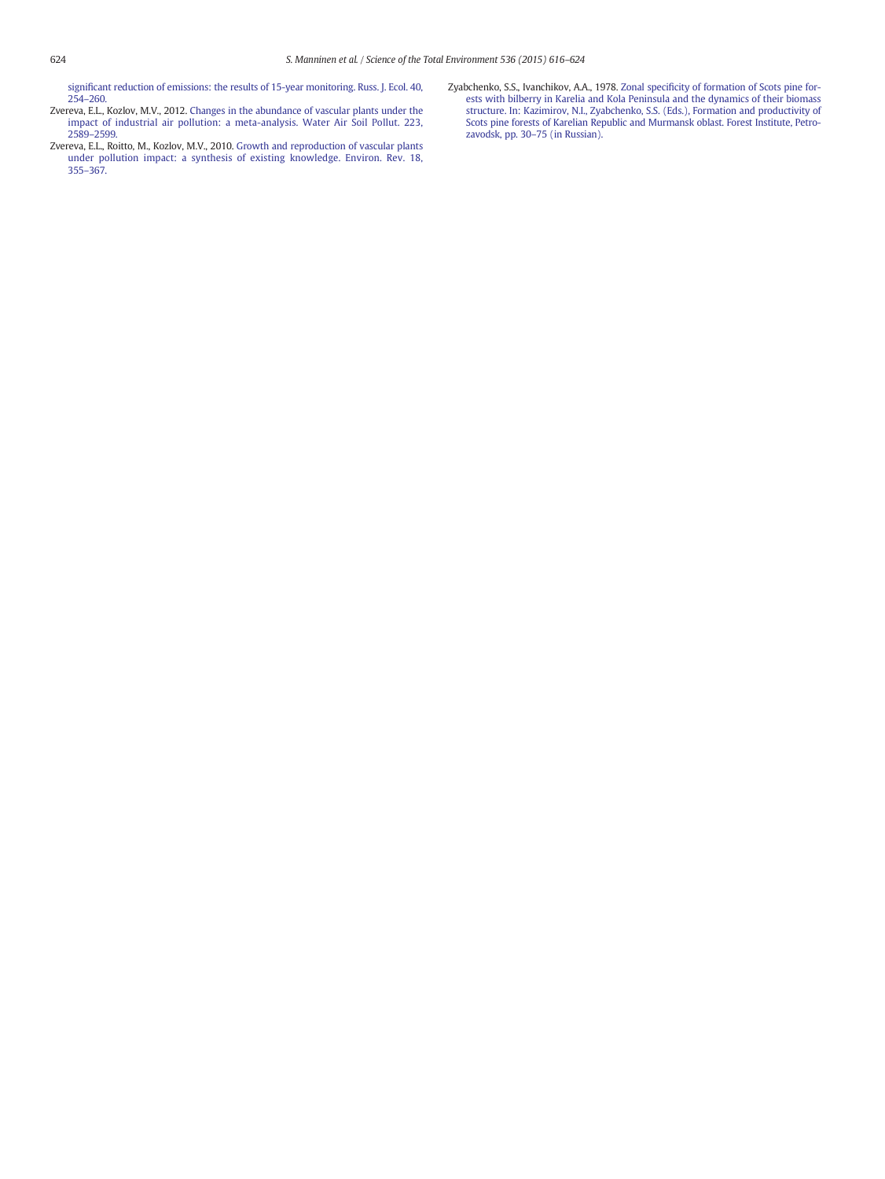significant reduction of emissions: the results of 15-year monitoring. Russ. J. Ecol. 40, 254–260.

Zvereva, E.L., Kozlov, M.V., 2012. Changes in the abundance of vascular plants under the impact of industrial air pollution: a meta-analysis. Water Air Soil Pollut. 223, 2589–2599.

Zvereva, E.L., Roitto, M., Kozlov, M.V., 2010. Growth and reproduction of vascular plants under pollution impact: a synthesis of existing knowledge. Environ. Rev. 18, 355–367.

Zyabchenko, S.S., Ivanchikov, A.A., 1978. Zonal specificity of formation of Scots pine forests with bilberry in Karelia and Kola Peninsula and the dynamics of their biomass structure. In: Kazimirov, N.I., Zyabchenko, S.S. (Eds.), Formation and productivity of Scots pine forests of Karelian Republic and Murmansk oblast. Forest Institute, Petrozavodsk, pp. 30–75 (in Russian).